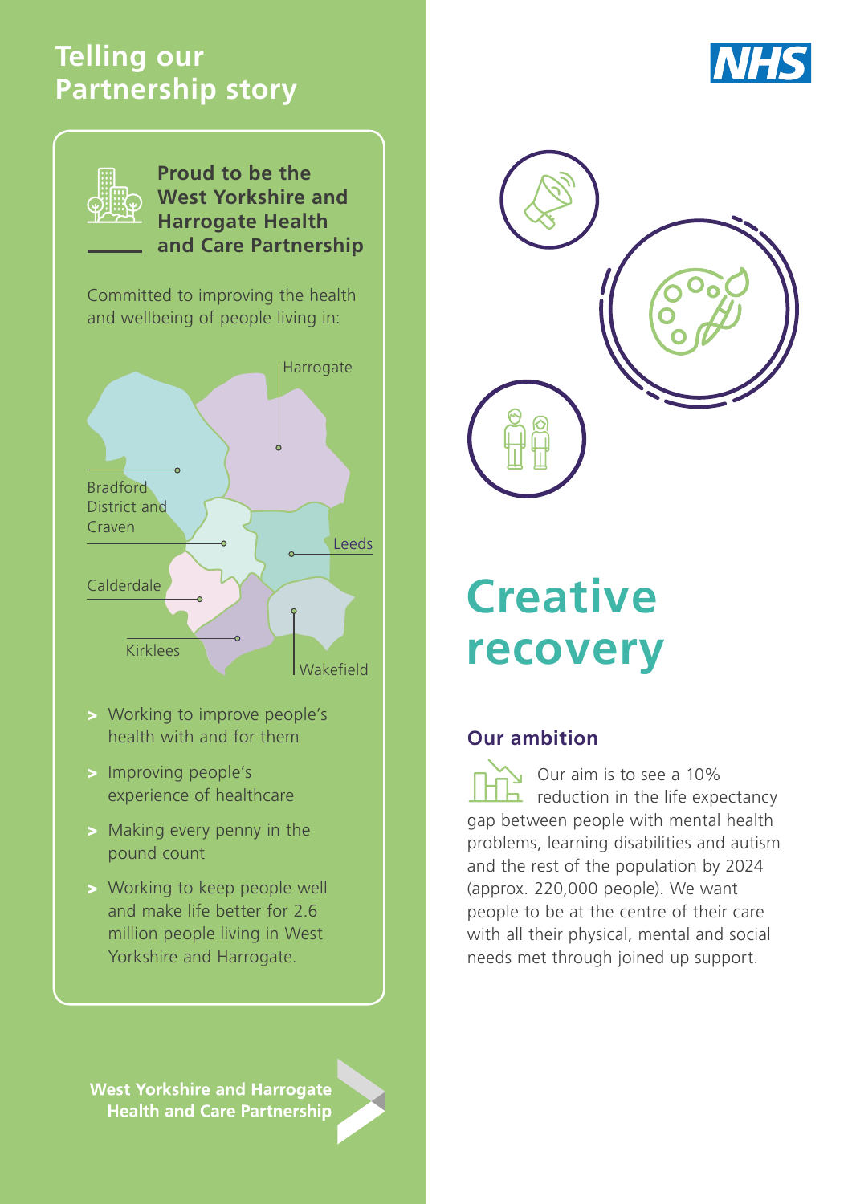# Telling our Partnership story

## Proud to be the West Yorkshire and Harrogate Health and Care Partnership

Committed to improving the health and wellbeing of people living in:

Harrogate

Bradford District and Craven

Leeds

Calderdale

Kirklees

Wakefield

- Working to improve people's health with and for them
- Improving people's experience of healthcare
- Making every penny in the pound count
- Working to keep people well and make life better for 2.6 million people living in West Yorkshire and Harrogate.

West Yorkshire and Harrogate Health and Care Partnership

NHS

# Creative recovery

## Our ambition

Our aim is to see a 10% reduction in the life expectancy gap between people with mental health problems, learning disabilities and autism and the rest of the population by 2024 (approx. 220,000 people). We want people to be at the centre of their care with all their physical, mental and social needs met through joined up support.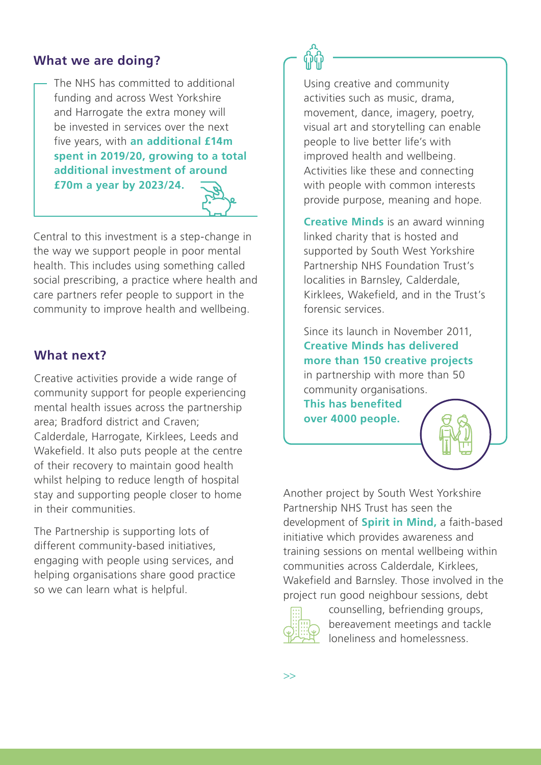## What we are doing?

The NHS has committed to additional funding and across West Yorkshire and Harrogate the extra money will be invested in services over the next five years, with **an additional £14m spent in 2019/20, growing to a total additional investment of around £70m a year by 2023/24.**

Central to this investment is a step-change in the way we support people in poor mental health. This includes using something called social prescribing, a practice where health and care partners refer people to support in the community to improve health and wellbeing.

## What next?

Creative activities provide a wide range of community support for people experiencing mental health issues across the partnership area; Bradford district and Craven; Calderdale, Harrogate, Kirklees, Leeds and Wakefield. It also puts people at the centre of their recovery to maintain good health whilst helping to reduce length of hospital stay and supporting people closer to home in their communities.

The Partnership is supporting lots of different community-based initiatives, engaging with people using services, and helping organisations share good practice so we can learn what is helpful.

Using creative and community activities such as music, drama, movement, dance, imagery, poetry, visual art and storytelling can enable people to live better life's with improved health and wellbeing. Activities like these and connecting with people with common interests provide purpose, meaning and hope.

**Creative Minds** is an award winning linked charity that is hosted and supported by South West Yorkshire Partnership NHS Foundation Trust's localities in Barnsley, Calderdale, Kirklees, Wakefield, and in the Trust's forensic services.

Since its launch in November 2011, **Creative Minds has delivered more than 150 creative projects** in partnership with more than 50 community organisations. **This has benefited over 4000 people.**

Another project by South West Yorkshire Partnership NHS Trust has seen the development of **Spirit in Mind,** a faith-based initiative which provides awareness and training sessions on mental wellbeing within communities across Calderdale, Kirklees, Wakefield and Barnsley. Those involved in the project run good neighbour sessions, debt counselling, befriending groups, bereavement meetings and tackle loneliness and homelessness.

>>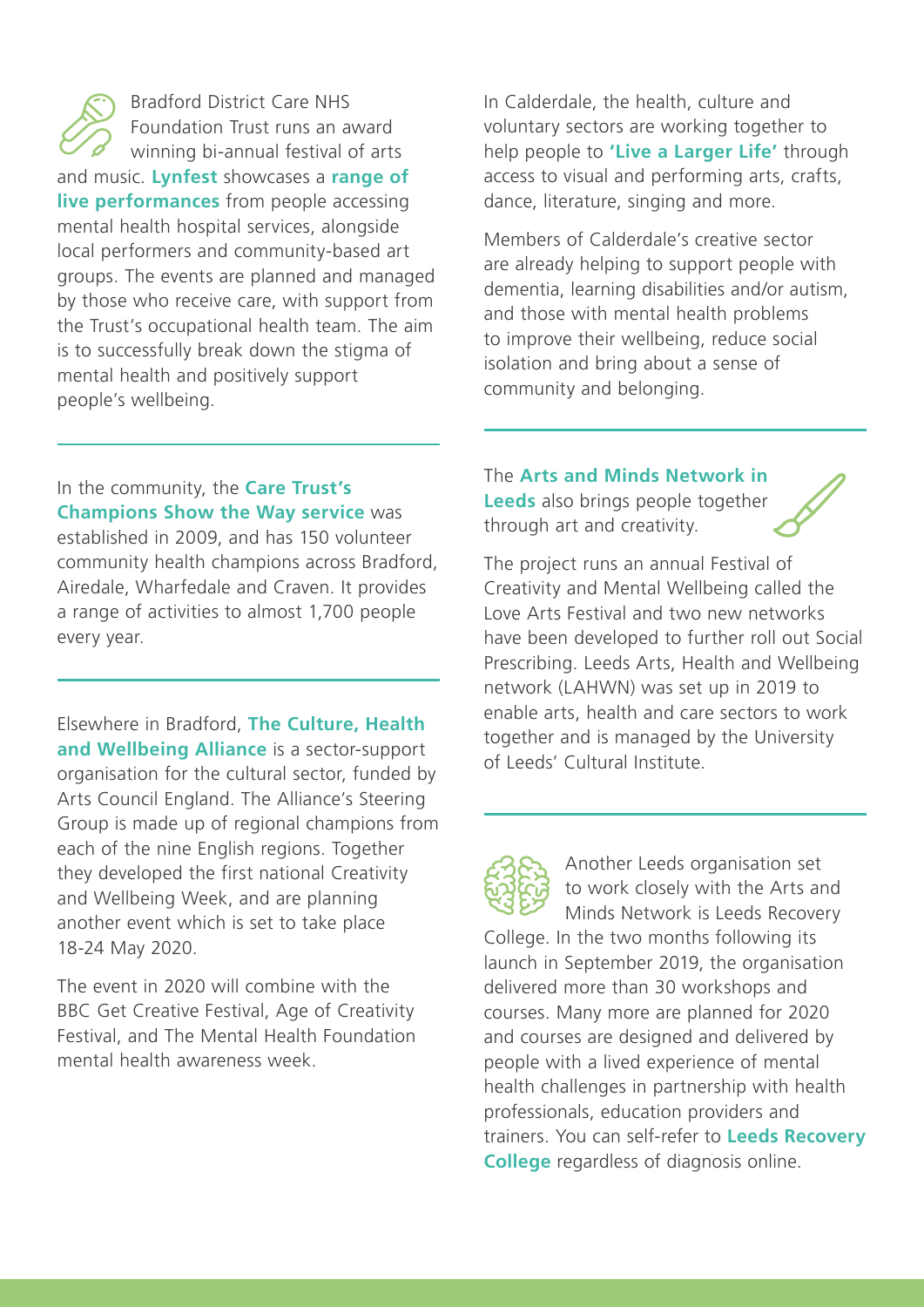Bradford District Care NHS Foundation Trust runs an award winning bi-annual festival of arts and music. **Lynfest** showcases a **range of live performances** from people accessing mental health hospital services, alongside local performers and community-based art groups. The events are planned and managed by those who receive care, with support from the Trust's occupational health team. The aim is to successfully break down the stigma of mental health and positively support people's wellbeing.

---

In the community, the **Care Trust's Champions Show the Way service** was established in 2009, and has 150 volunteer community health champions across Bradford, Airedale, Wharfedale and Craven. It provides a range of activities to almost 1,700 people every year.

---

Elsewhere in Bradford, **The Culture, Health and Wellbeing Alliance** is a sector-support organisation for the cultural sector, funded by Arts Council England. The Alliance's Steering Group is made up of regional champions from each of the nine English regions. Together they developed the first national Creativity and Wellbeing Week, and are planning another event which is set to take place 18-24 May 2020.

The event in 2020 will combine with the BBC Get Creative Festival, Age of Creativity Festival, and The Mental Health Foundation mental health awareness week.

In Calderdale, the health, culture and voluntary sectors are working together to help people to **'Live a Larger Life'** through access to visual and performing arts, crafts, dance, literature, singing and more.

Members of Calderdale's creative sector are already helping to support people with dementia, learning disabilities and/or autism, and those with mental health problems to improve their wellbeing, reduce social isolation and bring about a sense of community and belonging.

---

The **Arts and Minds Network in Leeds** also brings people together through art and creativity.

The project runs an annual Festival of Creativity and Mental Wellbeing called the Love Arts Festival and two new networks have been developed to further roll out Social Prescribing. Leeds Arts, Health and Wellbeing network (LAHWN) was set up in 2019 to enable arts, health and care sectors to work together and is managed by the University of Leeds' Cultural Institute.

---

Another Leeds organisation set to work closely with the Arts and Minds Network is Leeds Recovery College. In the two months following its launch in September 2019, the organisation delivered more than 30 workshops and courses. Many more are planned for 2020 and courses are designed and delivered by people with a lived experience of mental health challenges in partnership with health professionals, education providers and trainers. You can self-refer to **Leeds Recovery College** regardless of diagnosis online.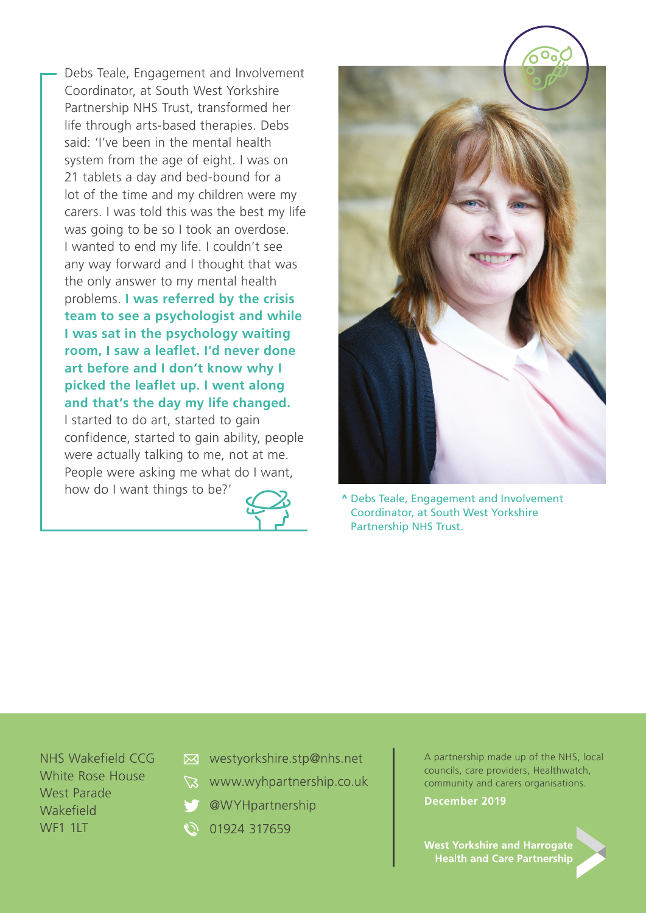Debs Teale, Engagement and Involvement Coordinator, at South West Yorkshire Partnership NHS Trust, transformed her life through arts-based therapies. Debs said: 'I've been in the mental health system from the age of eight. I was on 21 tablets a day and bed-bound for a lot of the time and my children were my carers. I was told this was the best my life was going to be so I took an overdose. I wanted to end my life. I couldn't see any way forward and I thought that was the only answer to my mental health problems. **I was referred by the crisis team to see a psychologist and while I was sat in the psychology waiting room, I saw a leaflet. I'd never done art before and I don't know why I picked the leaflet up. I went along and that's the day my life changed.** I started to do art, started to gain confidence, started to gain ability, people were actually talking to me, not at me. People were asking me what do I want, how do I want things to be?'

^ Debs Teale, Engagement and Involvement Coordinator, at South West Yorkshire Partnership NHS Trust.

NHS Wakefield CCG
White Rose House
West Parade
Wakefield
WF1 1LT

westyorkshire.stp@nhs.net
www.wyhpartnership.co.uk
@WYHpartnership
01924 317659

A partnership made up of the NHS, local councils, care providers, Healthwatch, community and carers organisations.

**December 2019**

**West Yorkshire and Harrogate Health and Care Partnership**